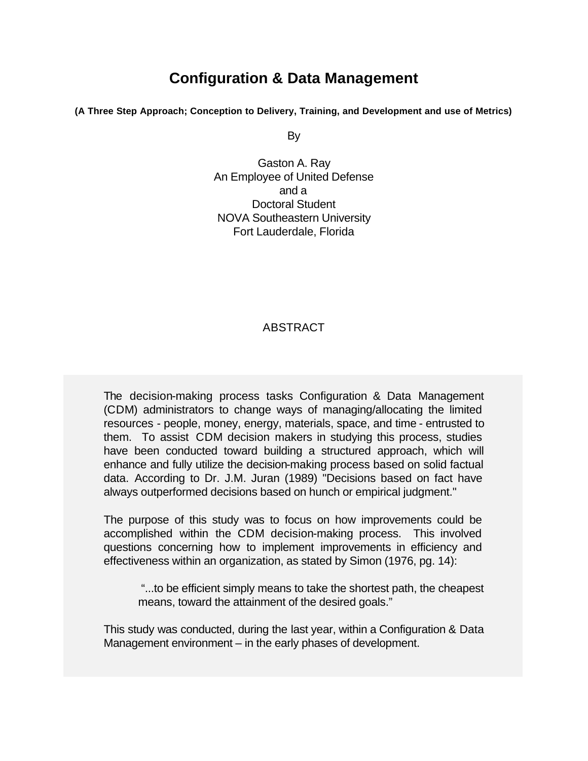# Configuration & Data Management

**(A Three Step Approach; Conception to Delivery, Training, and Development and use of Metrics)**

By

Gaston A. Ray
An Employee of United Defense
and a
Doctoral Student
NOVA Southeastern University
Fort Lauderdale, Florida

## ABSTRACT

The decision-making process tasks Configuration & Data Management (CDM) administrators to change ways of managing/allocating the limited resources - people, money, energy, materials, space, and time - entrusted to them. To assist CDM decision makers in studying this process, studies have been conducted toward building a structured approach, which will enhance and fully utilize the decision-making process based on solid factual data. According to Dr. J.M. Juran (1989) "Decisions based on fact have always outperformed decisions based on hunch or empirical judgment."

The purpose of this study was to focus on how improvements could be accomplished within the CDM decision-making process. This involved questions concerning how to implement improvements in efficiency and effectiveness within an organization, as stated by Simon (1976, pg. 14):

> "...to be efficient simply means to take the shortest path, the cheapest means, toward the attainment of the desired goals."

This study was conducted, during the last year, within a Configuration & Data Management environment – in the early phases of development.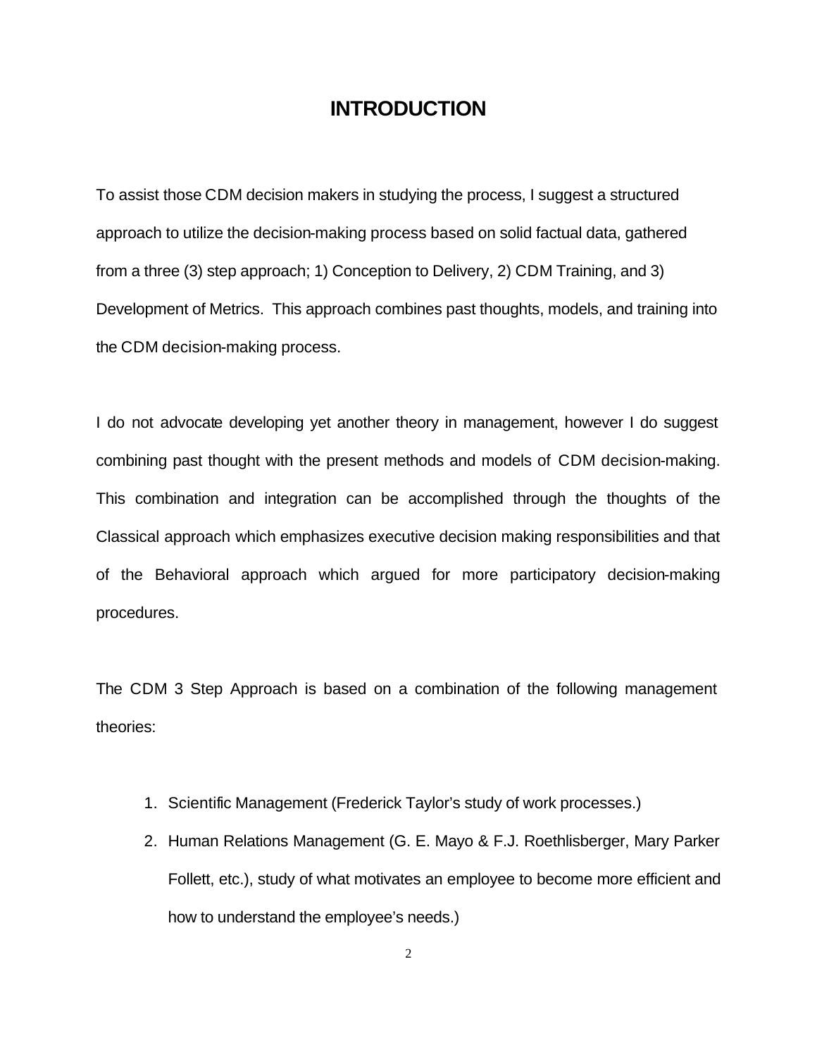# INTRODUCTION

To assist those CDM decision makers in studying the process, I suggest a structured approach to utilize the decision-making process based on solid factual data, gathered from a three (3) step approach; 1) Conception to Delivery, 2) CDM Training, and 3) Development of Metrics. This approach combines past thoughts, models, and training into the CDM decision-making process.

I do not advocate developing yet another theory in management, however I do suggest combining past thought with the present methods and models of CDM decision-making. This combination and integration can be accomplished through the thoughts of the Classical approach which emphasizes executive decision making responsibilities and that of the Behavioral approach which argued for more participatory decision-making procedures.

The CDM 3 Step Approach is based on a combination of the following management theories:

1. Scientific Management (Frederick Taylor's study of work processes.)
2. Human Relations Management (G. E. Mayo & F.J. Roethlisberger, Mary Parker Follett, etc.), study of what motivates an employee to become more efficient and how to understand the employee's needs.)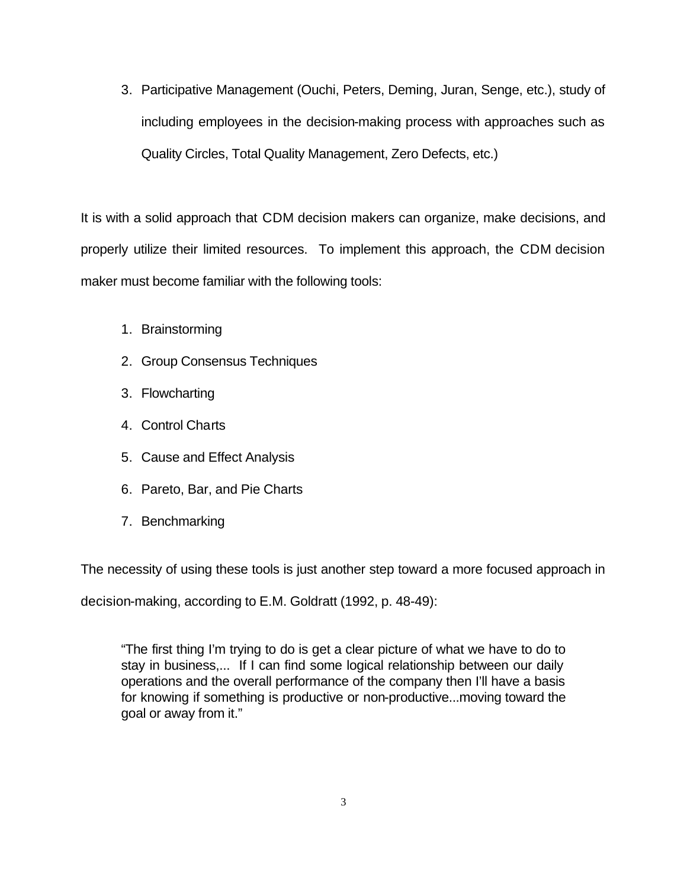3. Participative Management (Ouchi, Peters, Deming, Juran, Senge, etc.), study of including employees in the decision-making process with approaches such as Quality Circles, Total Quality Management, Zero Defects, etc.)

It is with a solid approach that CDM decision makers can organize, make decisions, and properly utilize their limited resources. To implement this approach, the CDM decision maker must become familiar with the following tools:

1. Brainstorming
2. Group Consensus Techniques
3. Flowcharting
4. Control Charts
5. Cause and Effect Analysis
6. Pareto, Bar, and Pie Charts
7. Benchmarking

The necessity of using these tools is just another step toward a more focused approach in decision-making, according to E.M. Goldratt (1992, p. 48-49):

> "The first thing I'm trying to do is get a clear picture of what we have to do to stay in business,... If I can find some logical relationship between our daily operations and the overall performance of the company then I'll have a basis for knowing if something is productive or non-productive...moving toward the goal or away from it."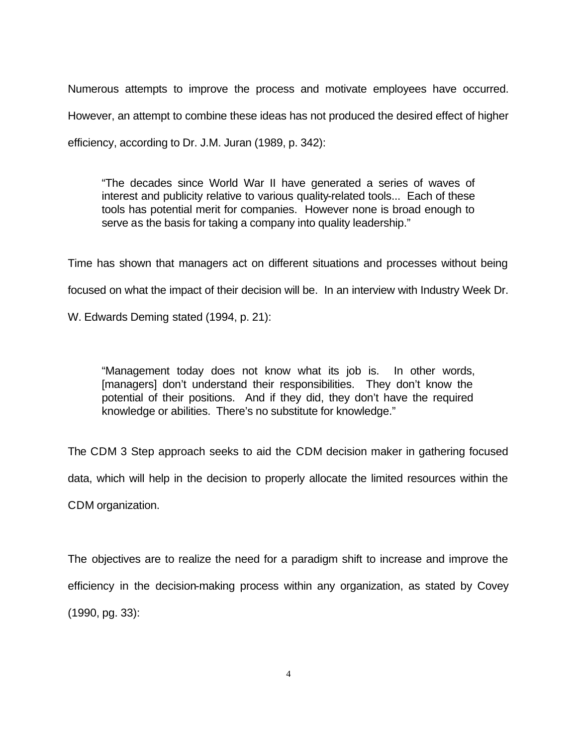Numerous attempts to improve the process and motivate employees have occurred. However, an attempt to combine these ideas has not produced the desired effect of higher efficiency, according to Dr. J.M. Juran (1989, p. 342):

> "The decades since World War II have generated a series of waves of interest and publicity relative to various quality-related tools... Each of these tools has potential merit for companies. However none is broad enough to serve as the basis for taking a company into quality leadership."

Time has shown that managers act on different situations and processes without being focused on what the impact of their decision will be. In an interview with Industry Week Dr. W. Edwards Deming stated (1994, p. 21):

> "Management today does not know what its job is. In other words, [managers] don't understand their responsibilities. They don't know the potential of their positions. And if they did, they don't have the required knowledge or abilities. There's no substitute for knowledge."

The CDM 3 Step approach seeks to aid the CDM decision maker in gathering focused data, which will help in the decision to properly allocate the limited resources within the CDM organization.

The objectives are to realize the need for a paradigm shift to increase and improve the efficiency in the decision-making process within any organization, as stated by Covey (1990, pg. 33):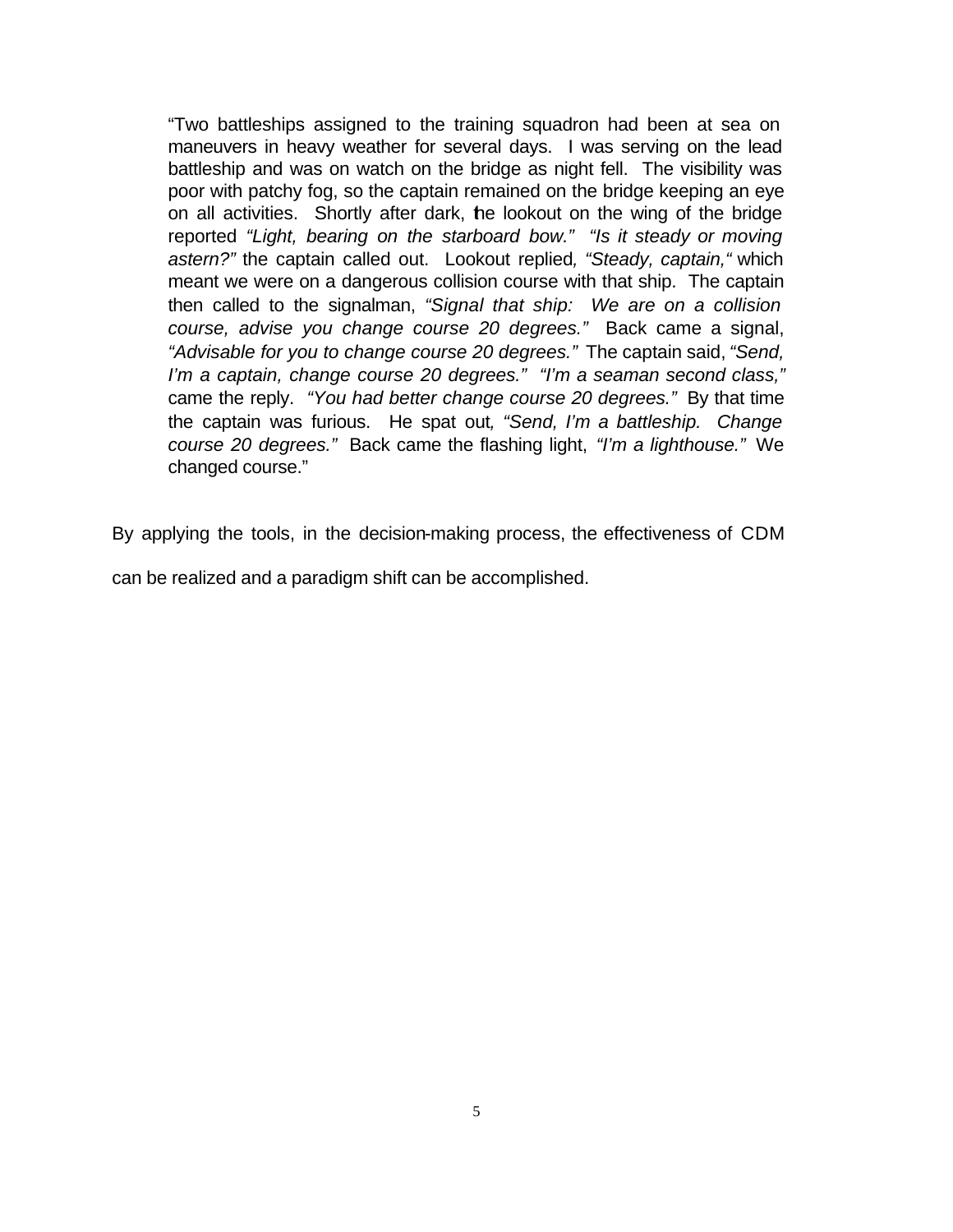> "Two battleships assigned to the training squadron had been at sea on maneuvers in heavy weather for several days. I was serving on the lead battleship and was on watch on the bridge as night fell. The visibility was poor with patchy fog, so the captain remained on the bridge keeping an eye on all activities. Shortly after dark, the lookout on the wing of the bridge reported *"Light, bearing on the starboard bow." "Is it steady or moving astern?"* the captain called out. Lookout replied*, "Steady, captain,"* which meant we were on a dangerous collision course with that ship. The captain then called to the signalman, *"Signal that ship: We are on a collision course, advise you change course 20 degrees."* Back came a signal, *"Advisable for you to change course 20 degrees."* The captain said, *"Send, I'm a captain, change course 20 degrees." "I'm a seaman second class,"* came the reply. *"You had better change course 20 degrees."* By that time the captain was furious. He spat out*, "Send, I'm a battleship. Change course 20 degrees."* Back came the flashing light, *"I'm a lighthouse."* We changed course."

By applying the tools, in the decision-making process, the effectiveness of CDM can be realized and a paradigm shift can be accomplished.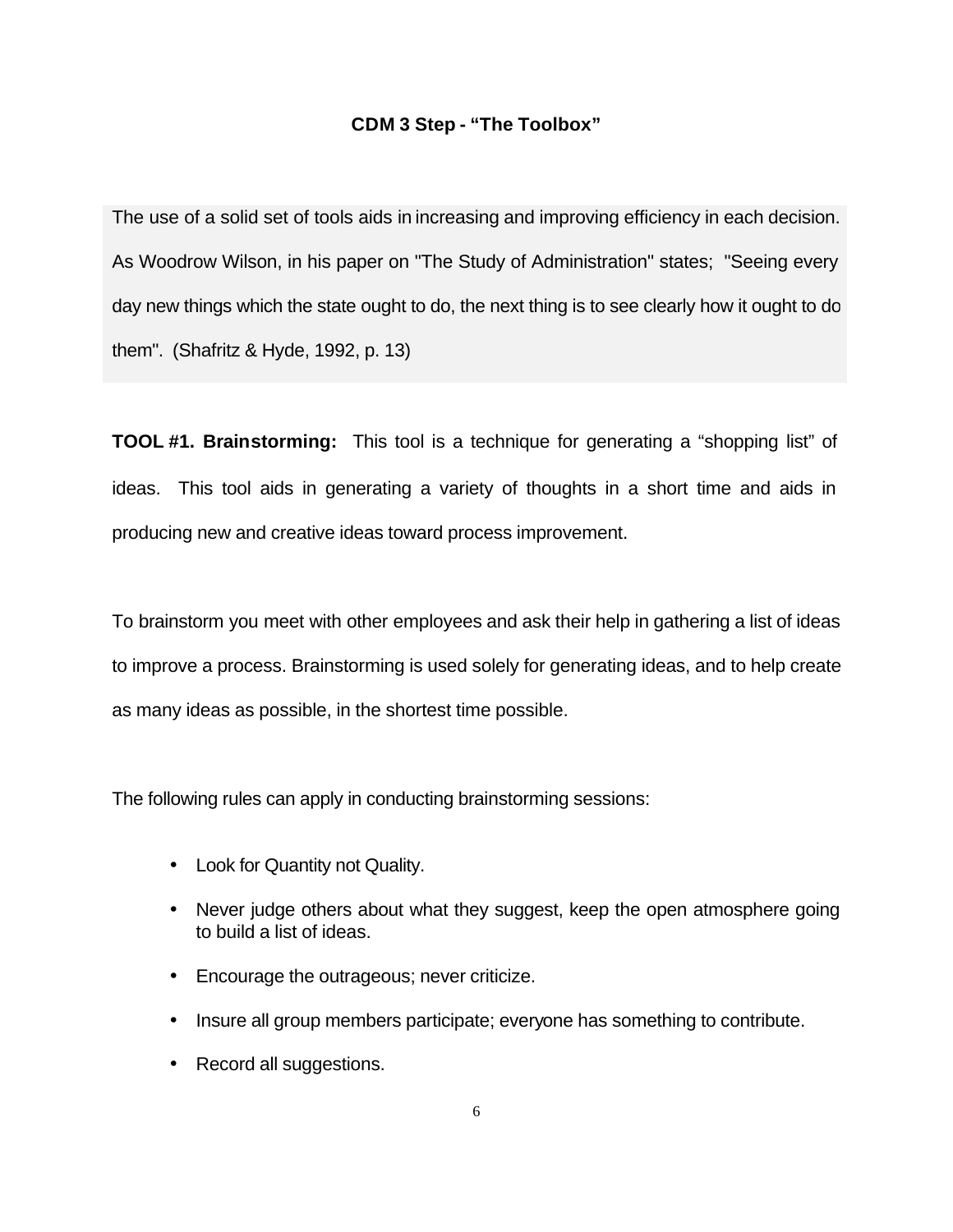## CDM 3 Step - "The Toolbox"

The use of a solid set of tools aids in increasing and improving efficiency in each decision. As Woodrow Wilson, in his paper on "The Study of Administration" states; "Seeing every day new things which the state ought to do, the next thing is to see clearly how it ought to do them". (Shafritz & Hyde, 1992, p. 13)

**TOOL #1. Brainstorming:** This tool is a technique for generating a "shopping list" of ideas. This tool aids in generating a variety of thoughts in a short time and aids in producing new and creative ideas toward process improvement.

To brainstorm you meet with other employees and ask their help in gathering a list of ideas to improve a process. Brainstorming is used solely for generating ideas, and to help create as many ideas as possible, in the shortest time possible.

The following rules can apply in conducting brainstorming sessions:

- Look for Quantity not Quality.
- Never judge others about what they suggest, keep the open atmosphere going to build a list of ideas.
- Encourage the outrageous; never criticize.
- Insure all group members participate; everyone has something to contribute.
- Record all suggestions.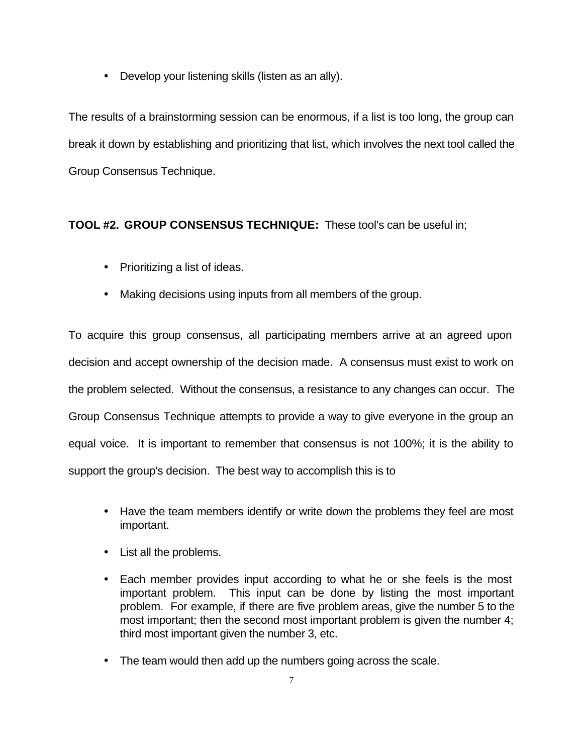- Develop your listening skills (listen as an ally).

The results of a brainstorming session can be enormous, if a list is too long, the group can break it down by establishing and prioritizing that list, which involves the next tool called the Group Consensus Technique.

**TOOL #2. GROUP CONSENSUS TECHNIQUE:** These tool's can be useful in;

- Prioritizing a list of ideas.
- Making decisions using inputs from all members of the group.

To acquire this group consensus, all participating members arrive at an agreed upon decision and accept ownership of the decision made. A consensus must exist to work on the problem selected. Without the consensus, a resistance to any changes can occur. The Group Consensus Technique attempts to provide a way to give everyone in the group an equal voice. It is important to remember that consensus is not 100%; it is the ability to support the group's decision. The best way to accomplish this is to

- Have the team members identify or write down the problems they feel are most important.
- List all the problems.
- Each member provides input according to what he or she feels is the most important problem. This input can be done by listing the most important problem. For example, if there are five problem areas, give the number 5 to the most important; then the second most important problem is given the number 4; third most important given the number 3, etc.
- The team would then add up the numbers going across the scale.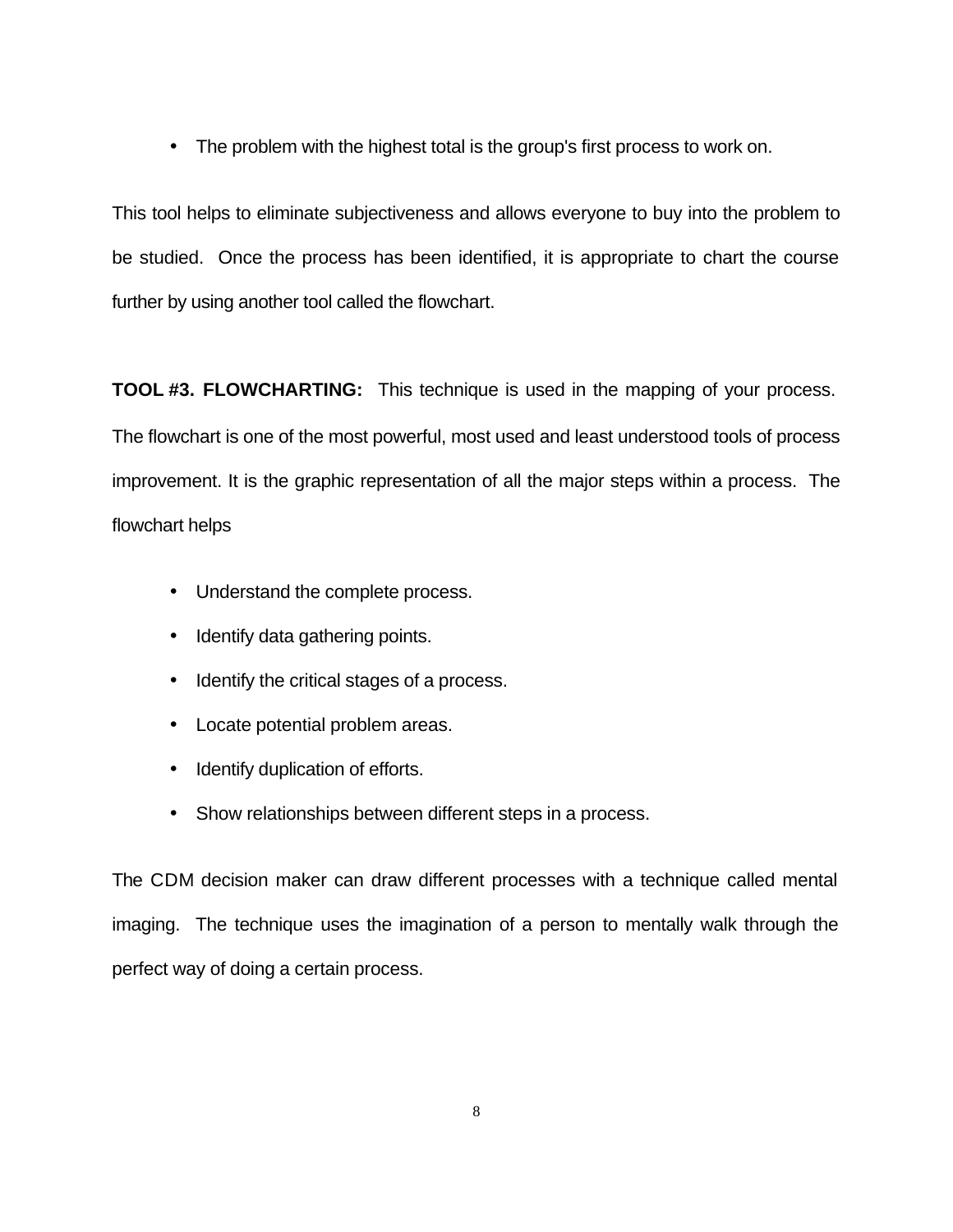- The problem with the highest total is the group's first process to work on.

This tool helps to eliminate subjectiveness and allows everyone to buy into the problem to be studied. Once the process has been identified, it is appropriate to chart the course further by using another tool called the flowchart.

**TOOL #3. FLOWCHARTING:** This technique is used in the mapping of your process. The flowchart is one of the most powerful, most used and least understood tools of process improvement. It is the graphic representation of all the major steps within a process. The flowchart helps

- Understand the complete process.
- Identify data gathering points.
- Identify the critical stages of a process.
- Locate potential problem areas.
- Identify duplication of efforts.
- Show relationships between different steps in a process.

The CDM decision maker can draw different processes with a technique called mental imaging. The technique uses the imagination of a person to mentally walk through the perfect way of doing a certain process.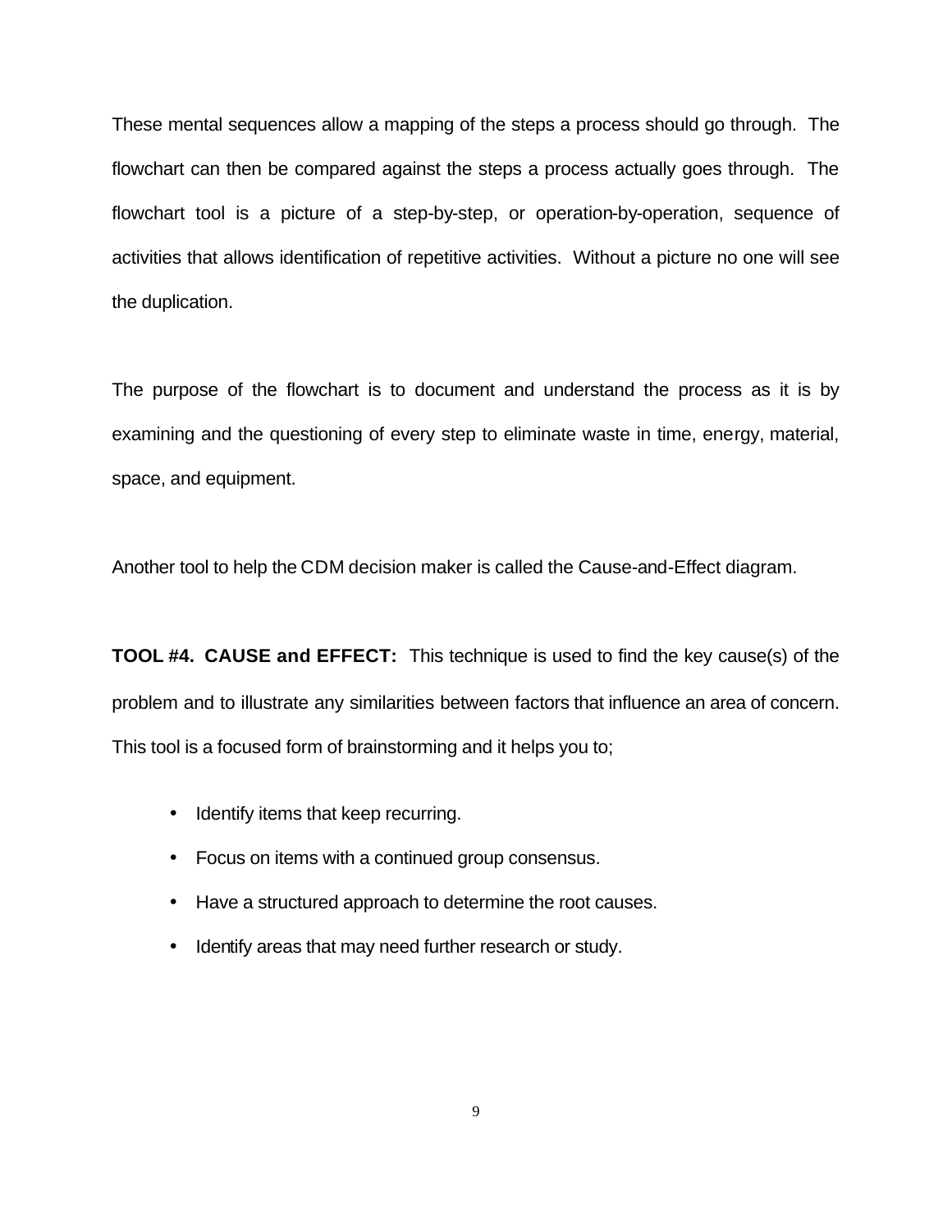These mental sequences allow a mapping of the steps a process should go through. The flowchart can then be compared against the steps a process actually goes through. The flowchart tool is a picture of a step-by-step, or operation-by-operation, sequence of activities that allows identification of repetitive activities. Without a picture no one will see the duplication.

The purpose of the flowchart is to document and understand the process as it is by examining and the questioning of every step to eliminate waste in time, energy, material, space, and equipment.

Another tool to help the CDM decision maker is called the Cause-and-Effect diagram.

**TOOL #4. CAUSE and EFFECT:** This technique is used to find the key cause(s) of the problem and to illustrate any similarities between factors that influence an area of concern. This tool is a focused form of brainstorming and it helps you to;

- Identify items that keep recurring.
- Focus on items with a continued group consensus.
- Have a structured approach to determine the root causes.
- Identify areas that may need further research or study.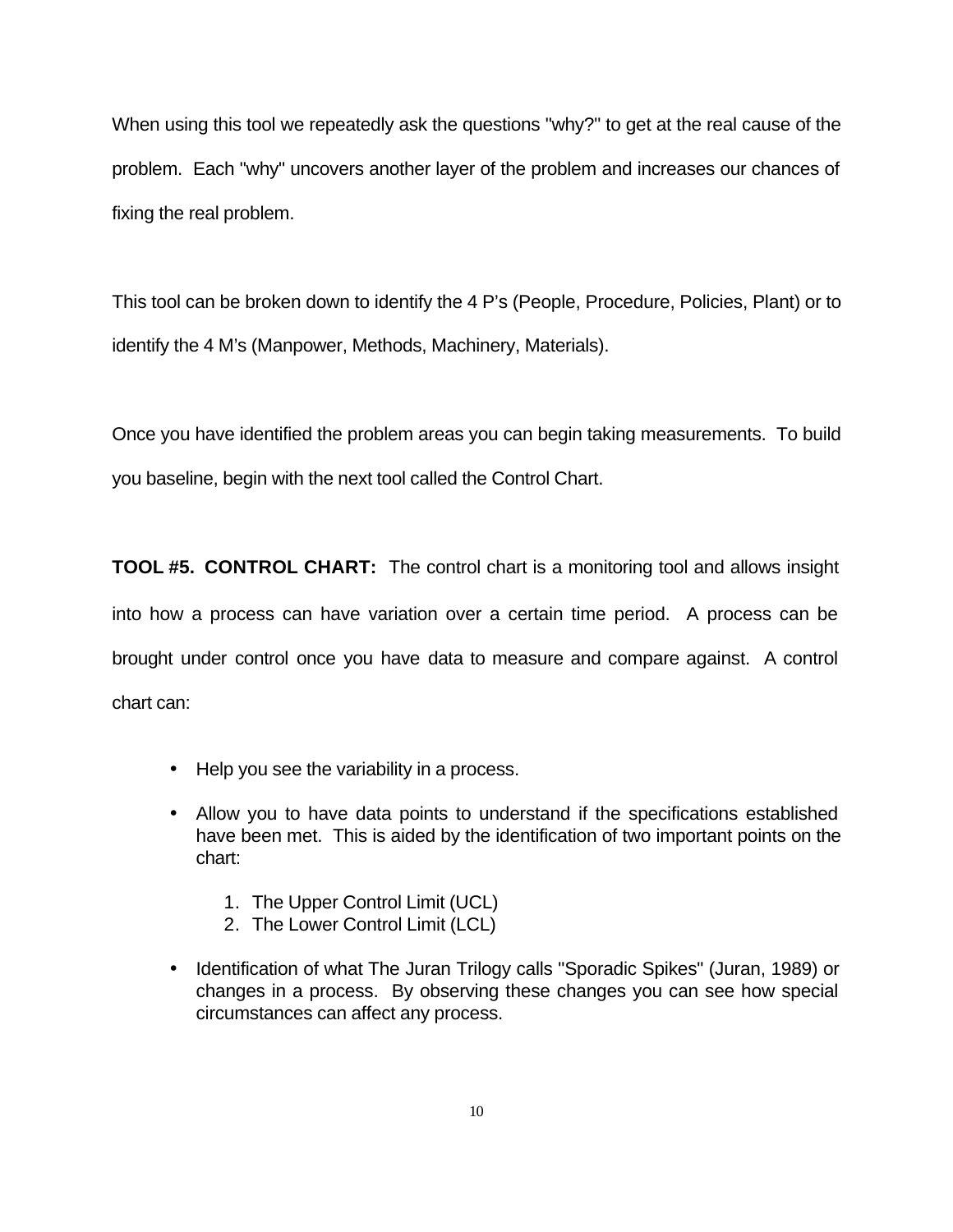When using this tool we repeatedly ask the questions "why?" to get at the real cause of the problem. Each "why" uncovers another layer of the problem and increases our chances of fixing the real problem.

This tool can be broken down to identify the 4 P's (People, Procedure, Policies, Plant) or to identify the 4 M's (Manpower, Methods, Machinery, Materials).

Once you have identified the problem areas you can begin taking measurements. To build you baseline, begin with the next tool called the Control Chart.

**TOOL #5. CONTROL CHART:** The control chart is a monitoring tool and allows insight into how a process can have variation over a certain time period. A process can be brought under control once you have data to measure and compare against. A control chart can:

- Help you see the variability in a process.
- Allow you to have data points to understand if the specifications established have been met. This is aided by the identification of two important points on the chart:
  1. The Upper Control Limit (UCL)
  2. The Lower Control Limit (LCL)
- Identification of what The Juran Trilogy calls "Sporadic Spikes" (Juran, 1989) or changes in a process. By observing these changes you can see how special circumstances can affect any process.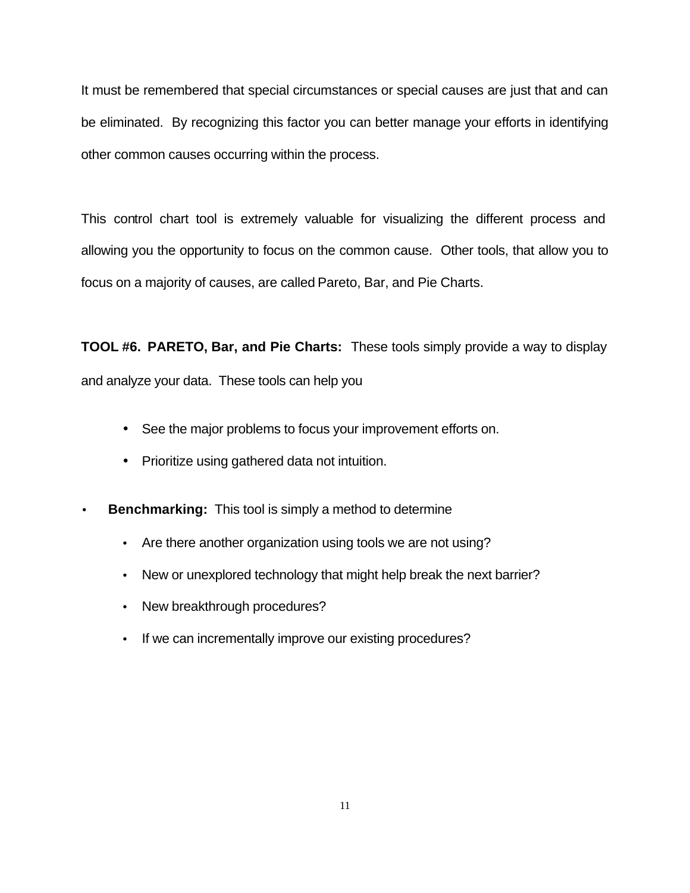It must be remembered that special circumstances or special causes are just that and can be eliminated. By recognizing this factor you can better manage your efforts in identifying other common causes occurring within the process.

This control chart tool is extremely valuable for visualizing the different process and allowing you the opportunity to focus on the common cause. Other tools, that allow you to focus on a majority of causes, are called Pareto, Bar, and Pie Charts.

**TOOL #6. PARETO, Bar, and Pie Charts:** These tools simply provide a way to display and analyze your data. These tools can help you

- See the major problems to focus your improvement efforts on.
- Prioritize using gathered data not intuition.

- **Benchmarking:** This tool is simply a method to determine
  - Are there another organization using tools we are not using?
  - New or unexplored technology that might help break the next barrier?
  - New breakthrough procedures?
  - If we can incrementally improve our existing procedures?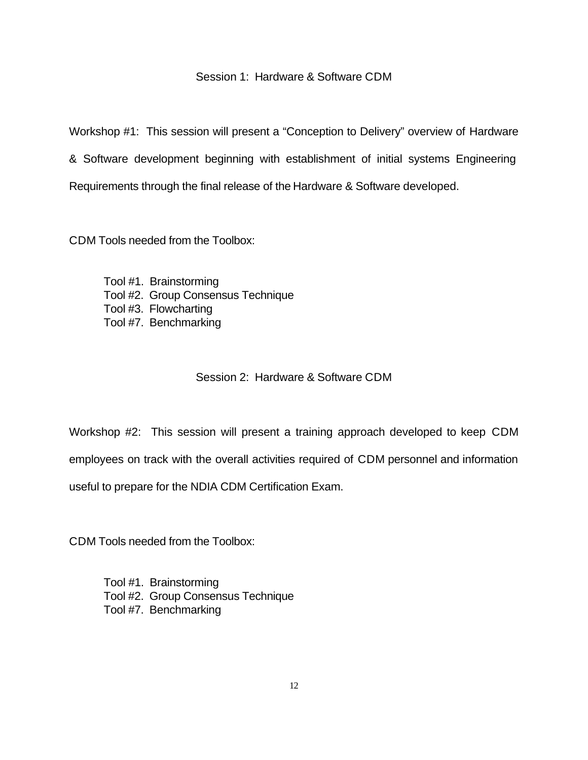## Session 1: Hardware & Software CDM

Workshop #1: This session will present a "Conception to Delivery" overview of Hardware & Software development beginning with establishment of initial systems Engineering Requirements through the final release of the Hardware & Software developed.

CDM Tools needed from the Toolbox:

- Tool #1. Brainstorming
- Tool #2. Group Consensus Technique
- Tool #3. Flowcharting
- Tool #7. Benchmarking

## Session 2: Hardware & Software CDM

Workshop #2: This session will present a training approach developed to keep CDM employees on track with the overall activities required of CDM personnel and information useful to prepare for the NDIA CDM Certification Exam.

CDM Tools needed from the Toolbox:

- Tool #1. Brainstorming
- Tool #2. Group Consensus Technique
- Tool #7. Benchmarking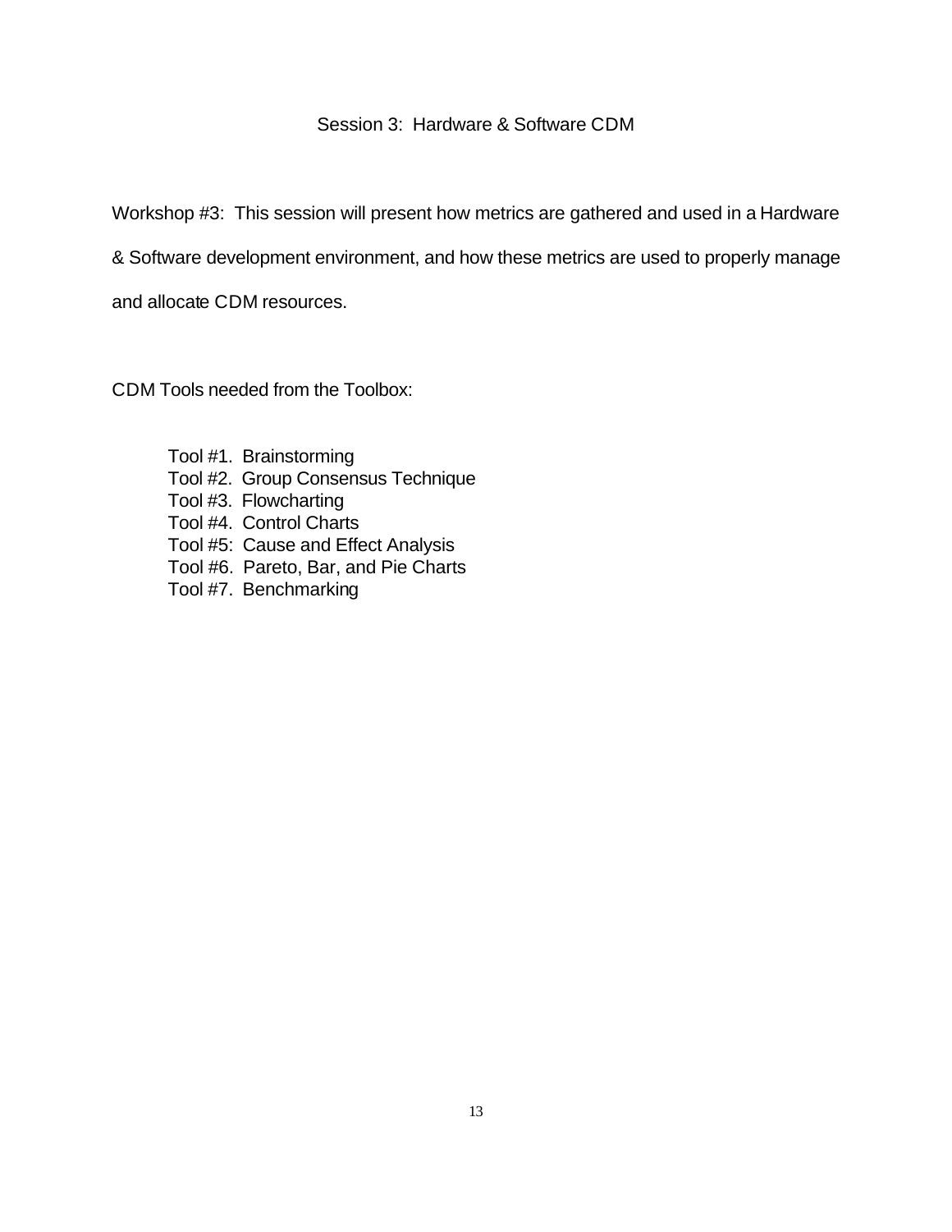## Session 3: Hardware & Software CDM

Workshop #3: This session will present how metrics are gathered and used in a Hardware & Software development environment, and how these metrics are used to properly manage and allocate CDM resources.

CDM Tools needed from the Toolbox:

- Tool #1. Brainstorming
- Tool #2. Group Consensus Technique
- Tool #3. Flowcharting
- Tool #4. Control Charts
- Tool #5: Cause and Effect Analysis
- Tool #6. Pareto, Bar, and Pie Charts
- Tool #7. Benchmarking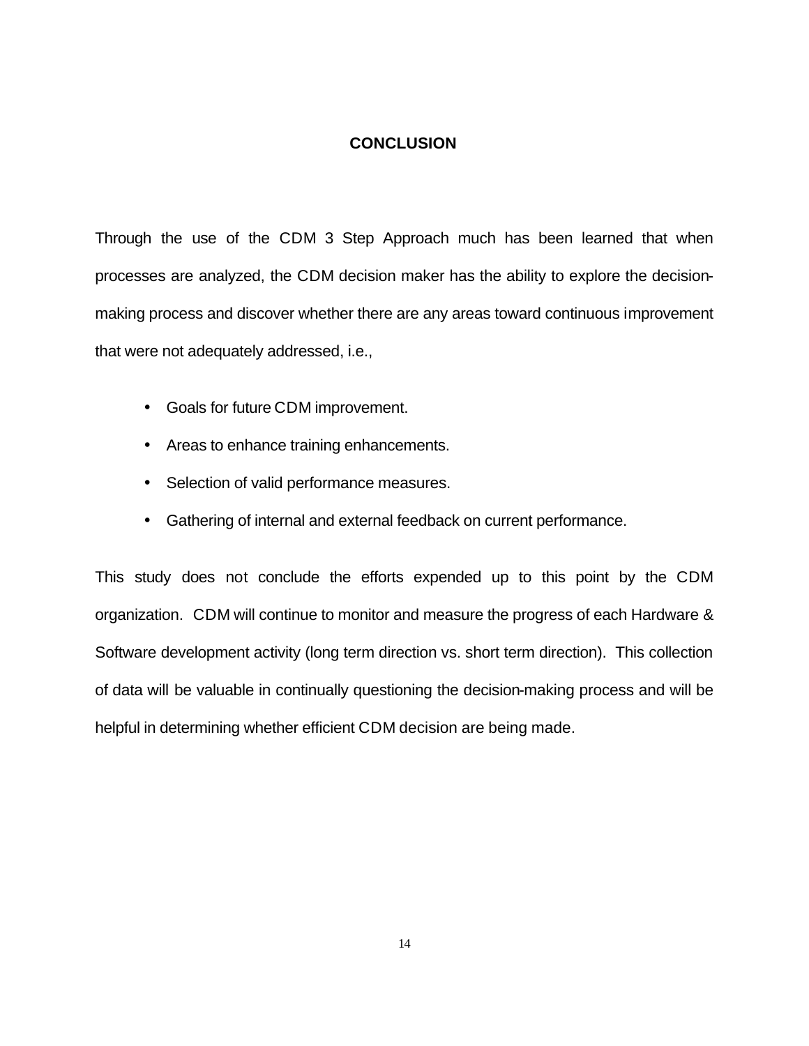# CONCLUSION

Through the use of the CDM 3 Step Approach much has been learned that when processes are analyzed, the CDM decision maker has the ability to explore the decision-making process and discover whether there are any areas toward continuous improvement that were not adequately addressed, i.e.,

- Goals for future CDM improvement.
- Areas to enhance training enhancements.
- Selection of valid performance measures.
- Gathering of internal and external feedback on current performance.

This study does not conclude the efforts expended up to this point by the CDM organization. CDM will continue to monitor and measure the progress of each Hardware & Software development activity (long term direction vs. short term direction). This collection of data will be valuable in continually questioning the decision-making process and will be helpful in determining whether efficient CDM decision are being made.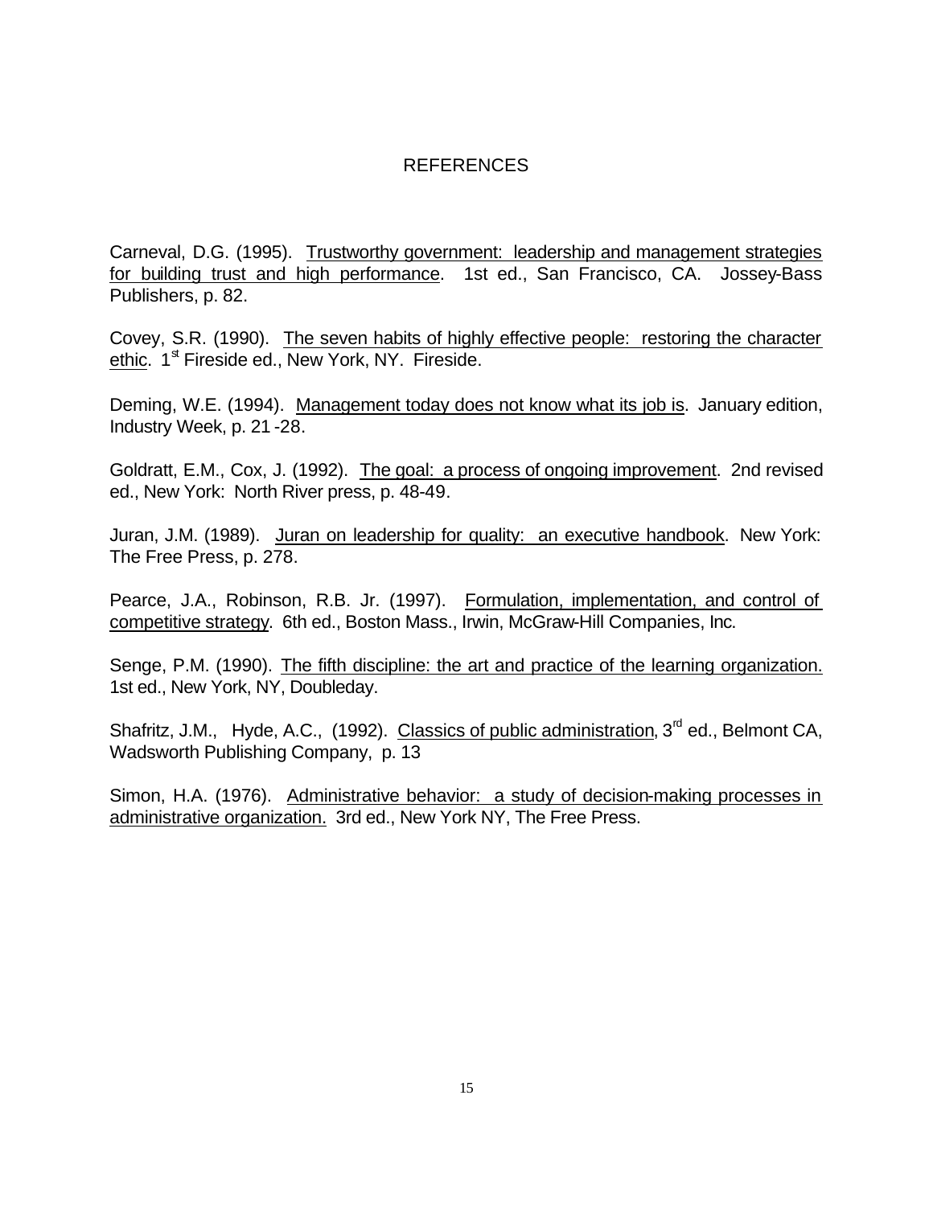# REFERENCES

Carneval, D.G. (1995). Trustworthy government: leadership and management strategies for building trust and high performance. 1st ed., San Francisco, CA. Jossey-Bass Publishers, p. 82.

Covey, S.R. (1990). The seven habits of highly effective people: restoring the character ethic. 1st Fireside ed., New York, NY. Fireside.

Deming, W.E. (1994). Management today does not know what its job is. January edition, Industry Week, p. 21 -28.

Goldratt, E.M., Cox, J. (1992). The goal: a process of ongoing improvement. 2nd revised ed., New York: North River press, p. 48-49.

Juran, J.M. (1989). Juran on leadership for quality: an executive handbook. New York: The Free Press, p. 278.

Pearce, J.A., Robinson, R.B. Jr. (1997). Formulation, implementation, and control of competitive strategy. 6th ed., Boston Mass., Irwin, McGraw-Hill Companies, Inc.

Senge, P.M. (1990). The fifth discipline: the art and practice of the learning organization. 1st ed., New York, NY, Doubleday.

Shafritz, J.M., Hyde, A.C., (1992). Classics of public administration, 3rd ed., Belmont CA, Wadsworth Publishing Company, p. 13

Simon, H.A. (1976). Administrative behavior: a study of decision-making processes in administrative organization. 3rd ed., New York NY, The Free Press.